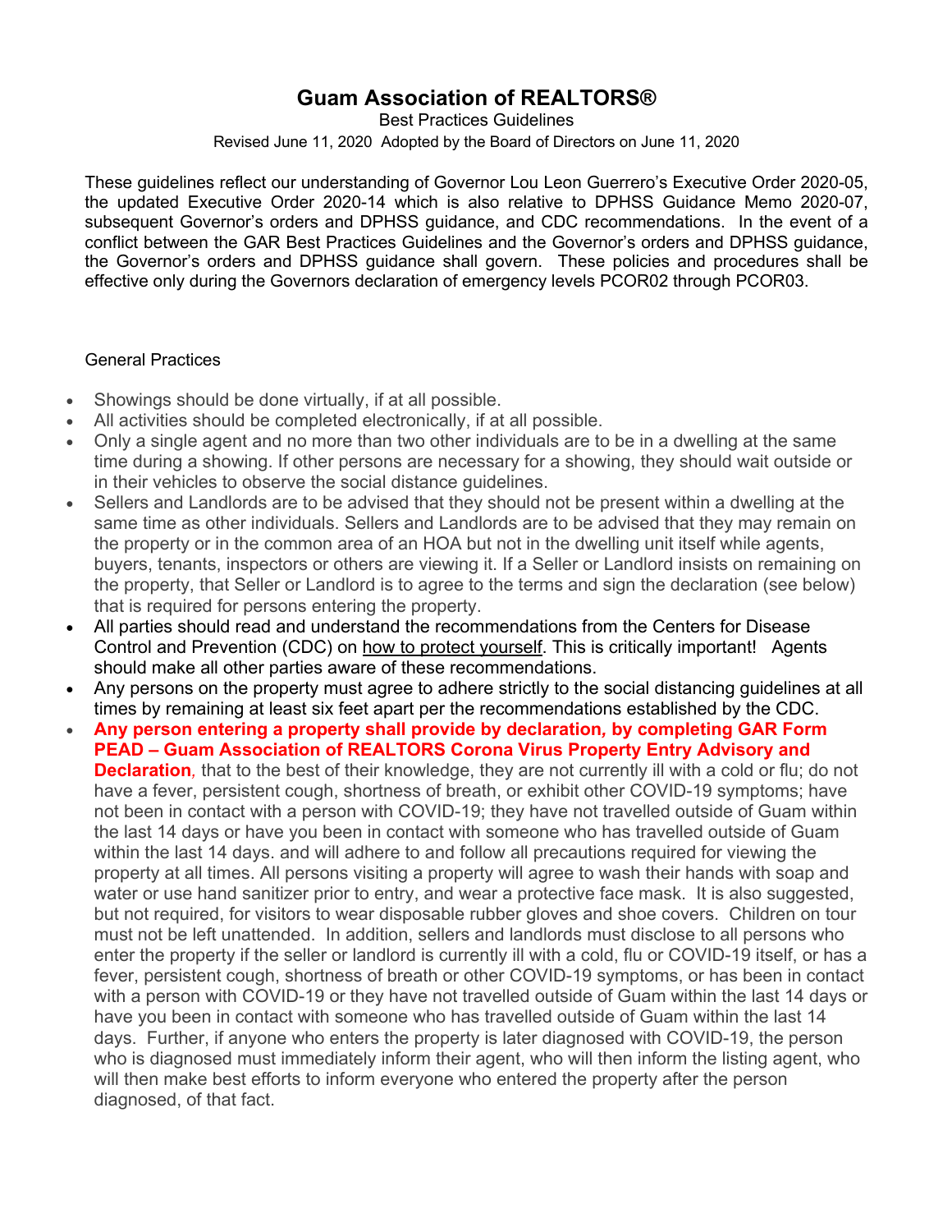# Guam Association of REALTORS®

Best Practices Guidelines

Revised June 11, 2020 Adopted by the Board of Directors on June 11, 2020

These guidelines reflect our understanding of Governor Lou Leon Guerrero's Executive Order 2020-05, the updated Executive Order 2020-14 which is also relative to DPHSS Guidance Memo 2020-07, subsequent Governor's orders and DPHSS guidance, and CDC recommendations. In the event of a conflict between the GAR Best Practices Guidelines and the Governor's orders and DPHSS guidance, the Governor's orders and DPHSS guidance shall govern. These policies and procedures shall be effective only during the Governors declaration of emergency levels PCOR02 through PCOR03.

General Practices

- Showings should be done virtually, if at all possible.
- All activities should be completed electronically, if at all possible.
- Only a single agent and no more than two other individuals are to be in a dwelling at the same time during a showing. If other persons are necessary for a showing, they should wait outside or in their vehicles to observe the social distance guidelines.
- Sellers and Landlords are to be advised that they should not be present within a dwelling at the same time as other individuals. Sellers and Landlords are to be advised that they may remain on the property or in the common area of an HOA but not in the dwelling unit itself while agents, buyers, tenants, inspectors or others are viewing it. If a Seller or Landlord insists on remaining on the property, that Seller or Landlord is to agree to the terms and sign the declaration (see below) that is required for persons entering the property.
- All parties should read and understand the recommendations from the Centers for Disease Control and Prevention (CDC) on how to protect yourself. This is critically important! Agents should make all other parties aware of these recommendations.
- Any persons on the property must agree to adhere strictly to the social distancing guidelines at all times by remaining at least six feet apart per the recommendations established by the CDC.
- **Any person entering a property shall provide by declaration, by completing GAR Form PEAD – Guam Association of REALTORS Corona Virus Property Entry Advisory and Declaration**, that to the best of their knowledge, they are not currently ill with a cold or flu; do not have a fever, persistent cough, shortness of breath, or exhibit other COVID-19 symptoms; have not been in contact with a person with COVID-19; they have not travelled outside of Guam within the last 14 days or have you been in contact with someone who has travelled outside of Guam within the last 14 days. and will adhere to and follow all precautions required for viewing the property at all times. All persons visiting a property will agree to wash their hands with soap and water or use hand sanitizer prior to entry, and wear a protective face mask. It is also suggested, but not required, for visitors to wear disposable rubber gloves and shoe covers. Children on tour must not be left unattended. In addition, sellers and landlords must disclose to all persons who enter the property if the seller or landlord is currently ill with a cold, flu or COVID-19 itself, or has a fever, persistent cough, shortness of breath or other COVID-19 symptoms, or has been in contact with a person with COVID-19 or they have not travelled outside of Guam within the last 14 days or have you been in contact with someone who has travelled outside of Guam within the last 14 days. Further, if anyone who enters the property is later diagnosed with COVID-19, the person who is diagnosed must immediately inform their agent, who will then inform the listing agent, who will then make best efforts to inform everyone who entered the property after the person diagnosed, of that fact.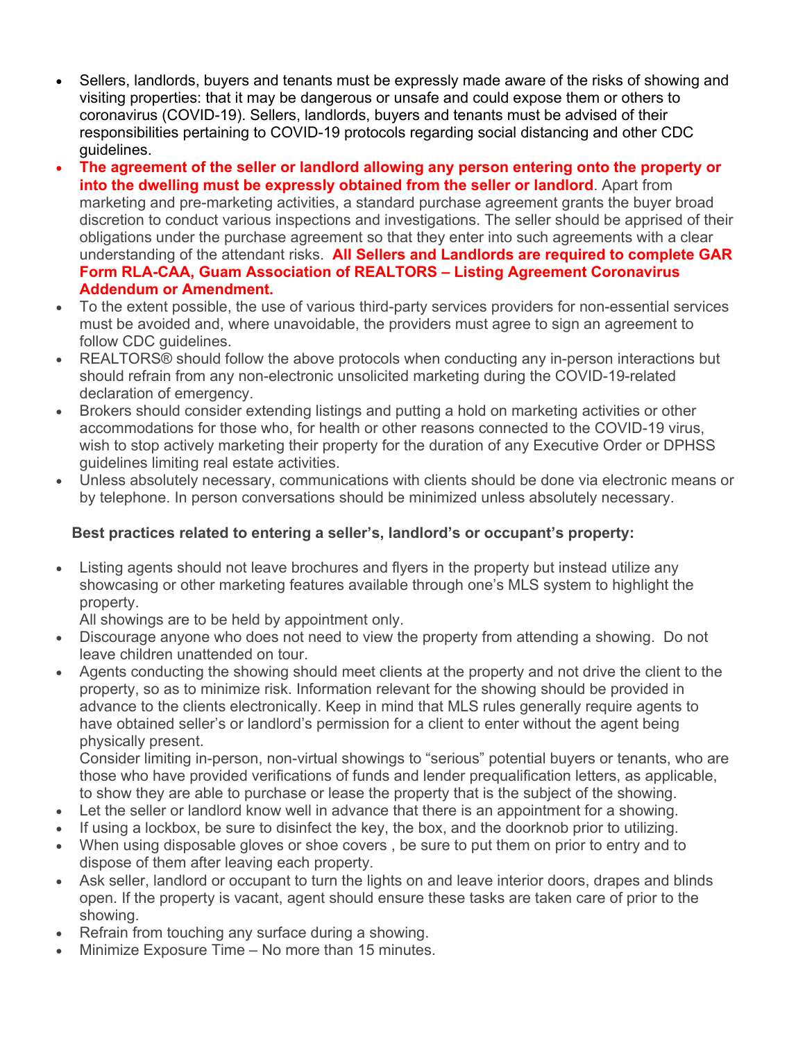- Sellers, landlords, buyers and tenants must be expressly made aware of the risks of showing and visiting properties: that it may be dangerous or unsafe and could expose them or others to coronavirus (COVID-19). Sellers, landlords, buyers and tenants must be advised of their responsibilities pertaining to COVID-19 protocols regarding social distancing and other CDC guidelines.
- **The agreement of the seller or landlord allowing any person entering onto the property or into the dwelling must be expressly obtained from the seller or landlord**. Apart from marketing and pre-marketing activities, a standard purchase agreement grants the buyer broad discretion to conduct various inspections and investigations. The seller should be apprised of their obligations under the purchase agreement so that they enter into such agreements with a clear understanding of the attendant risks. **All Sellers and Landlords are required to complete GAR Form RLA-CAA, Guam Association of REALTORS – Listing Agreement Coronavirus Addendum or Amendment.**
- To the extent possible, the use of various third-party services providers for non-essential services must be avoided and, where unavoidable, the providers must agree to sign an agreement to follow CDC guidelines.
- REALTORS® should follow the above protocols when conducting any in-person interactions but should refrain from any non-electronic unsolicited marketing during the COVID-19-related declaration of emergency.
- Brokers should consider extending listings and putting a hold on marketing activities or other accommodations for those who, for health or other reasons connected to the COVID-19 virus, wish to stop actively marketing their property for the duration of any Executive Order or DPHSS guidelines limiting real estate activities.
- Unless absolutely necessary, communications with clients should be done via electronic means or by telephone. In person conversations should be minimized unless absolutely necessary.

**Best practices related to entering a seller's, landlord's or occupant's property:**

- Listing agents should not leave brochures and flyers in the property but instead utilize any showcasing or other marketing features available through one's MLS system to highlight the property.
  All showings are to be held by appointment only.
- Discourage anyone who does not need to view the property from attending a showing. Do not leave children unattended on tour.
- Agents conducting the showing should meet clients at the property and not drive the client to the property, so as to minimize risk. Information relevant for the showing should be provided in advance to the clients electronically. Keep in mind that MLS rules generally require agents to have obtained seller's or landlord's permission for a client to enter without the agent being physically present.
  Consider limiting in-person, non-virtual showings to "serious" potential buyers or tenants, who are those who have provided verifications of funds and lender prequalification letters, as applicable, to show they are able to purchase or lease the property that is the subject of the showing.
- Let the seller or landlord know well in advance that there is an appointment for a showing.
- If using a lockbox, be sure to disinfect the key, the box, and the doorknob prior to utilizing.
- When using disposable gloves or shoe covers , be sure to put them on prior to entry and to dispose of them after leaving each property.
- Ask seller, landlord or occupant to turn the lights on and leave interior doors, drapes and blinds open. If the property is vacant, agent should ensure these tasks are taken care of prior to the showing.
- Refrain from touching any surface during a showing.
- Minimize Exposure Time – No more than 15 minutes.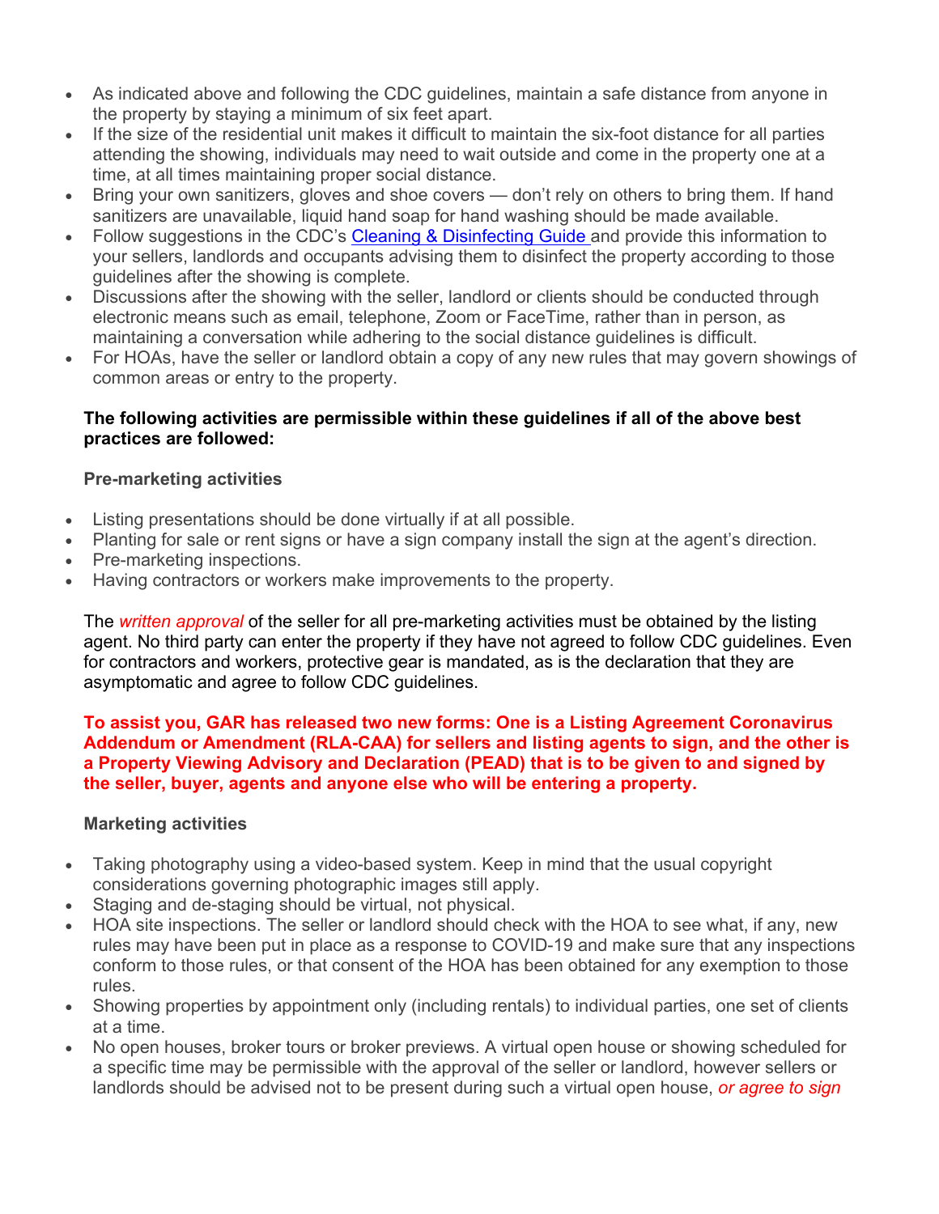- As indicated above and following the CDC guidelines, maintain a safe distance from anyone in the property by staying a minimum of six feet apart.
- If the size of the residential unit makes it difficult to maintain the six-foot distance for all parties attending the showing, individuals may need to wait outside and come in the property one at a time, at all times maintaining proper social distance.
- Bring your own sanitizers, gloves and shoe covers — don't rely on others to bring them. If hand sanitizers are unavailable, liquid hand soap for hand washing should be made available.
- Follow suggestions in the CDC's [Cleaning & Disinfecting Guide](#) and provide this information to your sellers, landlords and occupants advising them to disinfect the property according to those guidelines after the showing is complete.
- Discussions after the showing with the seller, landlord or clients should be conducted through electronic means such as email, telephone, Zoom or FaceTime, rather than in person, as maintaining a conversation while adhering to the social distance guidelines is difficult.
- For HOAs, have the seller or landlord obtain a copy of any new rules that may govern showings of common areas or entry to the property.

**The following activities are permissible within these guidelines if all of the above best practices are followed:**

**Pre-marketing activities**

- Listing presentations should be done virtually if at all possible.
- Planting for sale or rent signs or have a sign company install the sign at the agent's direction.
- Pre-marketing inspections.
- Having contractors or workers make improvements to the property.

The *written approval* of the seller for all pre-marketing activities must be obtained by the listing agent. No third party can enter the property if they have not agreed to follow CDC guidelines. Even for contractors and workers, protective gear is mandated, as is the declaration that they are asymptomatic and agree to follow CDC guidelines.

**To assist you, GAR has released two new forms: One is a Listing Agreement Coronavirus Addendum or Amendment (RLA-CAA) for sellers and listing agents to sign, and the other is a Property Viewing Advisory and Declaration (PEAD) that is to be given to and signed by the seller, buyer, agents and anyone else who will be entering a property.**

**Marketing activities**

- Taking photography using a video-based system. Keep in mind that the usual copyright considerations governing photographic images still apply.
- Staging and de-staging should be virtual, not physical.
- HOA site inspections. The seller or landlord should check with the HOA to see what, if any, new rules may have been put in place as a response to COVID-19 and make sure that any inspections conform to those rules, or that consent of the HOA has been obtained for any exemption to those rules.
- Showing properties by appointment only (including rentals) to individual parties, one set of clients at a time.
- No open houses, broker tours or broker previews. A virtual open house or showing scheduled for a specific time may be permissible with the approval of the seller or landlord, however sellers or landlords should be advised not to be present during such a virtual open house, *or agree to sign*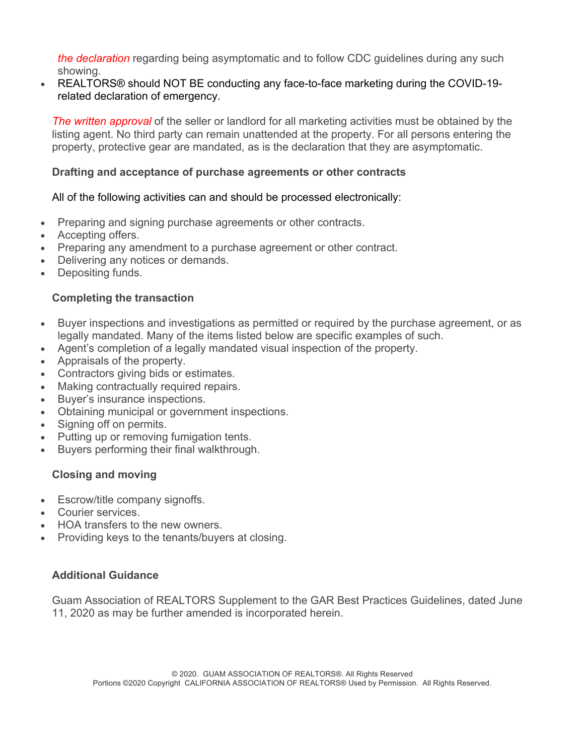*the declaration* regarding being asymptomatic and to follow CDC guidelines during any such showing.

- REALTORS® should NOT BE conducting any face-to-face marketing during the COVID-19-related declaration of emergency.

*The written approval* of the seller or landlord for all marketing activities must be obtained by the listing agent. No third party can remain unattended at the property. For all persons entering the property, protective gear are mandated, as is the declaration that they are asymptomatic.

**Drafting and acceptance of purchase agreements or other contracts**

All of the following activities can and should be processed electronically:

- Preparing and signing purchase agreements or other contracts.
- Accepting offers.
- Preparing any amendment to a purchase agreement or other contract.
- Delivering any notices or demands.
- Depositing funds.

**Completing the transaction**

- Buyer inspections and investigations as permitted or required by the purchase agreement, or as legally mandated. Many of the items listed below are specific examples of such.
- Agent's completion of a legally mandated visual inspection of the property.
- Appraisals of the property.
- Contractors giving bids or estimates.
- Making contractually required repairs.
- Buyer's insurance inspections.
- Obtaining municipal or government inspections.
- Signing off on permits.
- Putting up or removing fumigation tents.
- Buyers performing their final walkthrough.

**Closing and moving**

- Escrow/title company signoffs.
- Courier services.
- HOA transfers to the new owners.
- Providing keys to the tenants/buyers at closing.

**Additional Guidance**

Guam Association of REALTORS Supplement to the GAR Best Practices Guidelines, dated June 11, 2020 as may be further amended is incorporated herein.

© 2020. GUAM ASSOCIATION OF REALTORS®. All Rights Reserved
Portions ©2020 Copyright CALIFORNIA ASSOCIATION OF REALTORS® Used by Permission. All Rights Reserved.